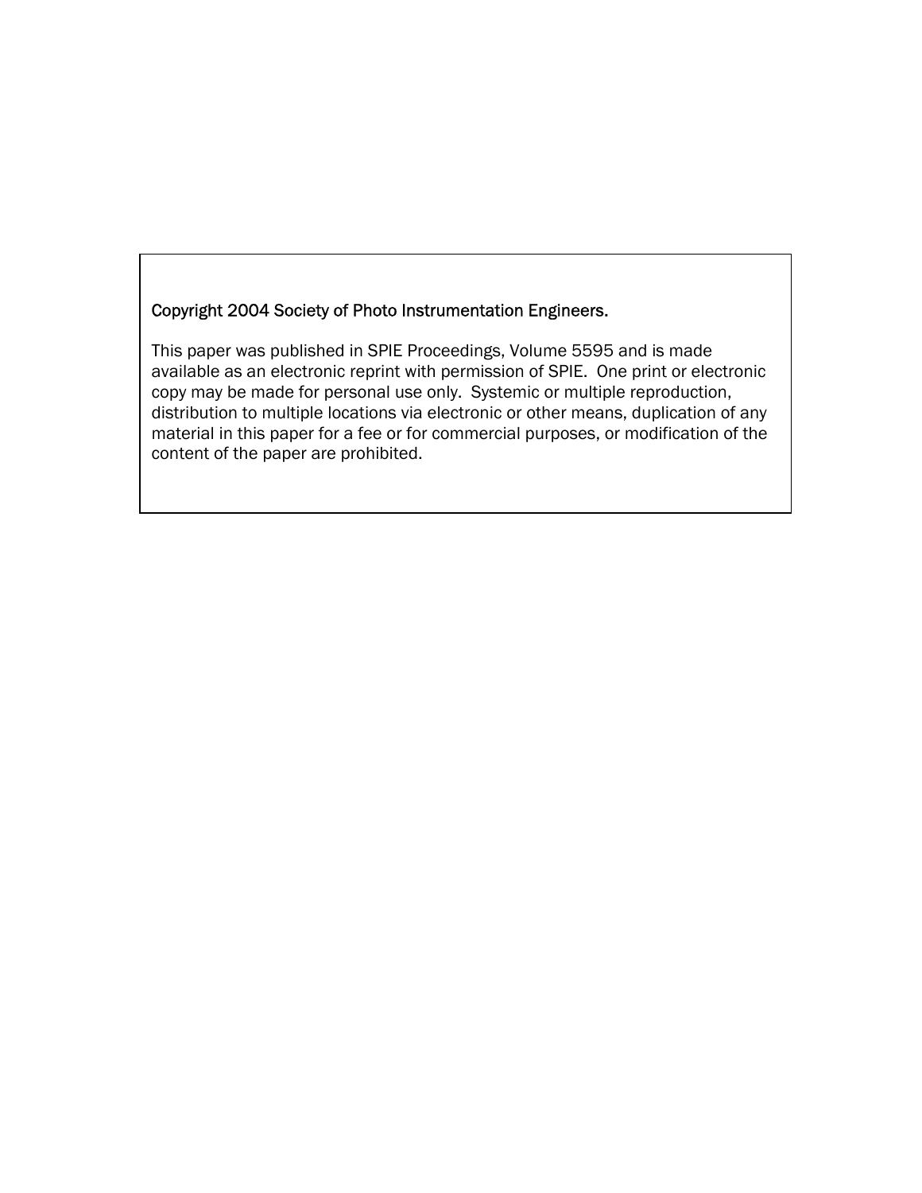Copyright 2004 Society of Photo Instrumentation Engineers.

This paper was published in SPIE Proceedings, Volume 5595 and is made available as an electronic reprint with permission of SPIE. One print or electronic copy may be made for personal use only. Systemic or multiple reproduction, distribution to multiple locations via electronic or other means, duplication of any material in this paper for a fee or for commercial purposes, or modification of the content of the paper are prohibited.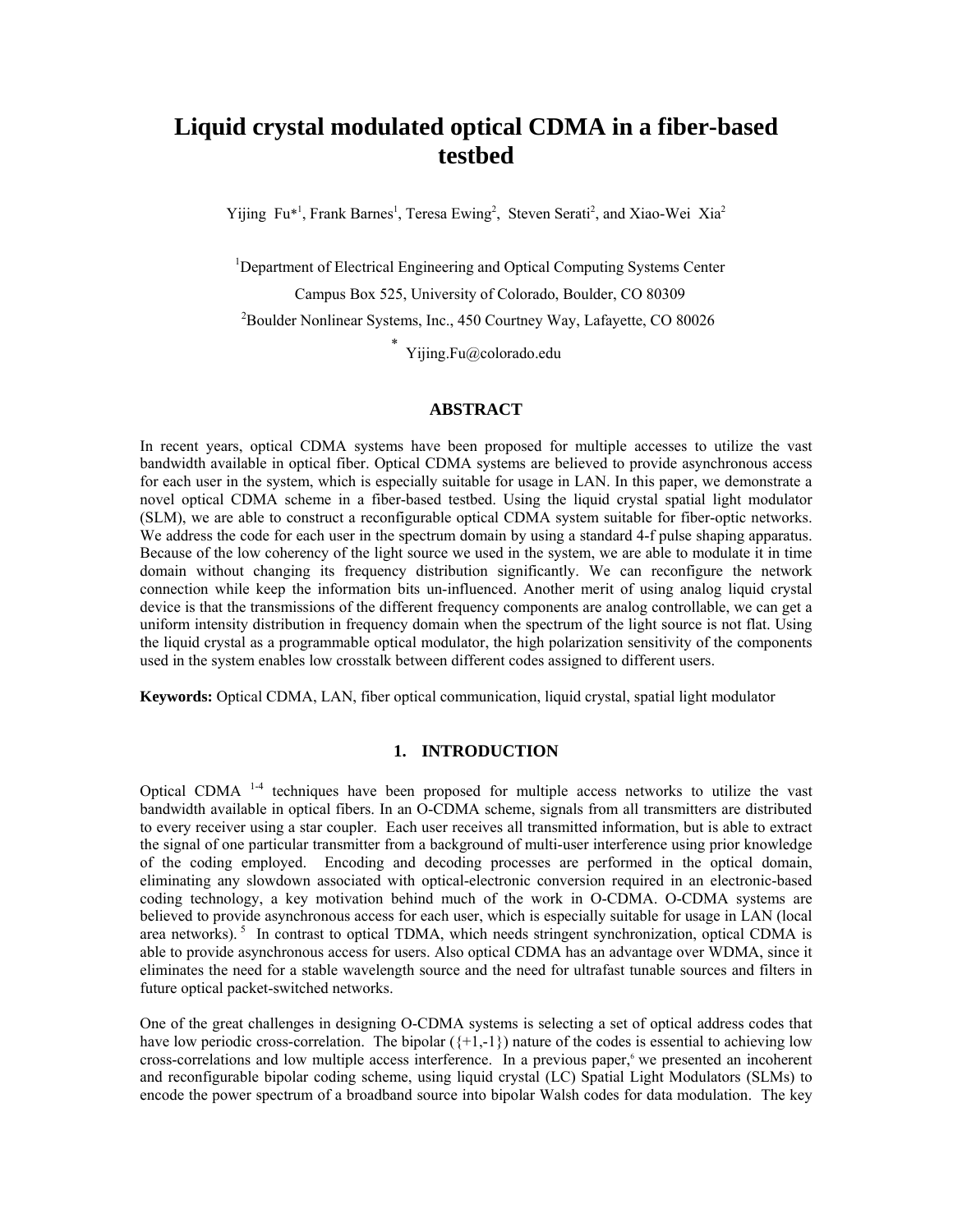# Liquid crystal modulated optical CDMA in a fiber-based testbed

Yijing Fu*[1], Frank Barnes[1], Teresa Ewing[2], Steven Serati[2], and Xiao-Wei Xia[2]

[1]Department of Electrical Engineering and Optical Computing Systems Center
Campus Box 525, University of Colorado, Boulder, CO 80309
[2]Boulder Nonlinear Systems, Inc., 450 Courtney Way, Lafayette, CO 80026
* Yijing.Fu@colorado.edu

## ABSTRACT

In recent years, optical CDMA systems have been proposed for multiple accesses to utilize the vast bandwidth available in optical fiber. Optical CDMA systems are believed to provide asynchronous access for each user in the system, which is especially suitable for usage in LAN. In this paper, we demonstrate a novel optical CDMA scheme in a fiber-based testbed. Using the liquid crystal spatial light modulator (SLM), we are able to construct a reconfigurable optical CDMA system suitable for fiber-optic networks. We address the code for each user in the spectrum domain by using a standard 4-f pulse shaping apparatus. Because of the low coherency of the light source we used in the system, we are able to modulate it in time domain without changing its frequency distribution significantly. We can reconfigure the network connection while keep the information bits un-influenced. Another merit of using analog liquid crystal device is that the transmissions of the different frequency components are analog controllable, we can get a uniform intensity distribution in frequency domain when the spectrum of the light source is not flat. Using the liquid crystal as a programmable optical modulator, the high polarization sensitivity of the components used in the system enables low crosstalk between different codes assigned to different users.

**Keywords:** Optical CDMA, LAN, fiber optical communication, liquid crystal, spatial light modulator

## 1. INTRODUCTION

Optical CDMA [1-4] techniques have been proposed for multiple access networks to utilize the vast bandwidth available in optical fibers. In an O-CDMA scheme, signals from all transmitters are distributed to every receiver using a star coupler. Each user receives all transmitted information, but is able to extract the signal of one particular transmitter from a background of multi-user interference using prior knowledge of the coding employed. Encoding and decoding processes are performed in the optical domain, eliminating any slowdown associated with optical-electronic conversion required in an electronic-based coding technology, a key motivation behind much of the work in O-CDMA. O-CDMA systems are believed to provide asynchronous access for each user, which is especially suitable for usage in LAN (local area networks). [5] In contrast to optical TDMA, which needs stringent synchronization, optical CDMA is able to provide asynchronous access for users. Also optical CDMA has an advantage over WDMA, since it eliminates the need for a stable wavelength source and the need for ultrafast tunable sources and filters in future optical packet-switched networks.

One of the great challenges in designing O-CDMA systems is selecting a set of optical address codes that have low periodic cross-correlation. The bipolar ({+1,-1}) nature of the codes is essential to achieving low cross-correlations and low multiple access interference. In a previous paper,[6] we presented an incoherent and reconfigurable bipolar coding scheme, using liquid crystal (LC) Spatial Light Modulators (SLMs) to encode the power spectrum of a broadband source into bipolar Walsh codes for data modulation. The key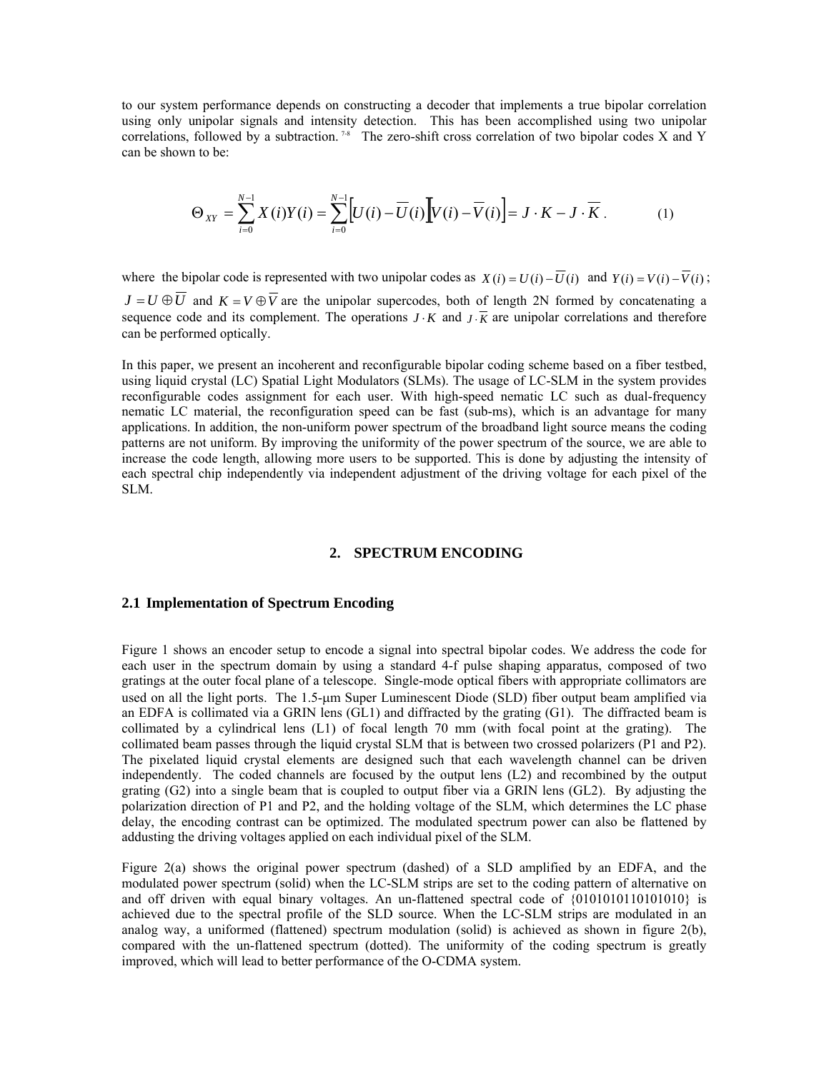to our system performance depends on constructing a decoder that implements a true bipolar correlation using only unipolar signals and intensity detection. This has been accomplished using two unipolar correlations, followed by a subtraction.[7-8] The zero-shift cross correlation of two bipolar codes X and Y can be shown to be:

$$\Theta_{XY} = \sum_{i=0}^{N-1} X(i)Y(i) = \sum_{i=0}^{N-1} \left[U(i) - \overline{U}(i)\right]\left[V(i) - \overline{V}(i)\right] = J \cdot K - J \cdot \overline{K} . \tag{1}$$

where the bipolar code is represented with two unipolar codes as $X(i) = U(i) - \overline{U}(i)$ and $Y(i) = V(i) - \overline{V}(i)$; $J = U \oplus \overline{U}$ and $K = V \oplus \overline{V}$ are the unipolar supercodes, both of length 2N formed by concatenating a sequence code and its complement. The operations $J \cdot K$ and $J \cdot \overline{K}$ are unipolar correlations and therefore can be performed optically.

In this paper, we present an incoherent and reconfigurable bipolar coding scheme based on a fiber testbed, using liquid crystal (LC) Spatial Light Modulators (SLMs). The usage of LC-SLM in the system provides reconfigurable codes assignment for each user. With high-speed nematic LC such as dual-frequency nematic LC material, the reconfiguration speed can be fast (sub-ms), which is an advantage for many applications. In addition, the non-uniform power spectrum of the broadband light source means the coding patterns are not uniform. By improving the uniformity of the power spectrum of the source, we are able to increase the code length, allowing more users to be supported. This is done by adjusting the intensity of each spectral chip independently via independent adjustment of the driving voltage for each pixel of the SLM.

## 2. SPECTRUM ENCODING

### 2.1 Implementation of Spectrum Encoding

Figure 1 shows an encoder setup to encode a signal into spectral bipolar codes. We address the code for each user in the spectrum domain by using a standard 4-f pulse shaping apparatus, composed of two gratings at the outer focal plane of a telescope. Single-mode optical fibers with appropriate collimators are used on all the light ports. The 1.5-μm Super Luminescent Diode (SLD) fiber output beam amplified via an EDFA is collimated via a GRIN lens (GL1) and diffracted by the grating (G1). The diffracted beam is collimated by a cylindrical lens (L1) of focal length 70 mm (with focal point at the grating). The collimated beam passes through the liquid crystal SLM that is between two crossed polarizers (P1 and P2). The pixelated liquid crystal elements are designed such that each wavelength channel can be driven independently. The coded channels are focused by the output lens (L2) and recombined by the output grating (G2) into a single beam that is coupled to output fiber via a GRIN lens (GL2). By adjusting the polarization direction of P1 and P2, and the holding voltage of the SLM, which determines the LC phase delay, the encoding contrast can be optimized. The modulated spectrum power can also be flattened by addusting the driving voltages applied on each individual pixel of the SLM.

Figure 2(a) shows the original power spectrum (dashed) of a SLD amplified by an EDFA, and the modulated power spectrum (solid) when the LC-SLM strips are set to the coding pattern of alternative on and off driven with equal binary voltages. An un-flattened spectral code of {0101010110101010} is achieved due to the spectral profile of the SLD source. When the LC-SLM strips are modulated in an analog way, a uniformed (flattened) spectrum modulation (solid) is achieved as shown in figure 2(b), compared with the un-flattened spectrum (dotted). The uniformity of the coding spectrum is greatly improved, which will lead to better performance of the O-CDMA system.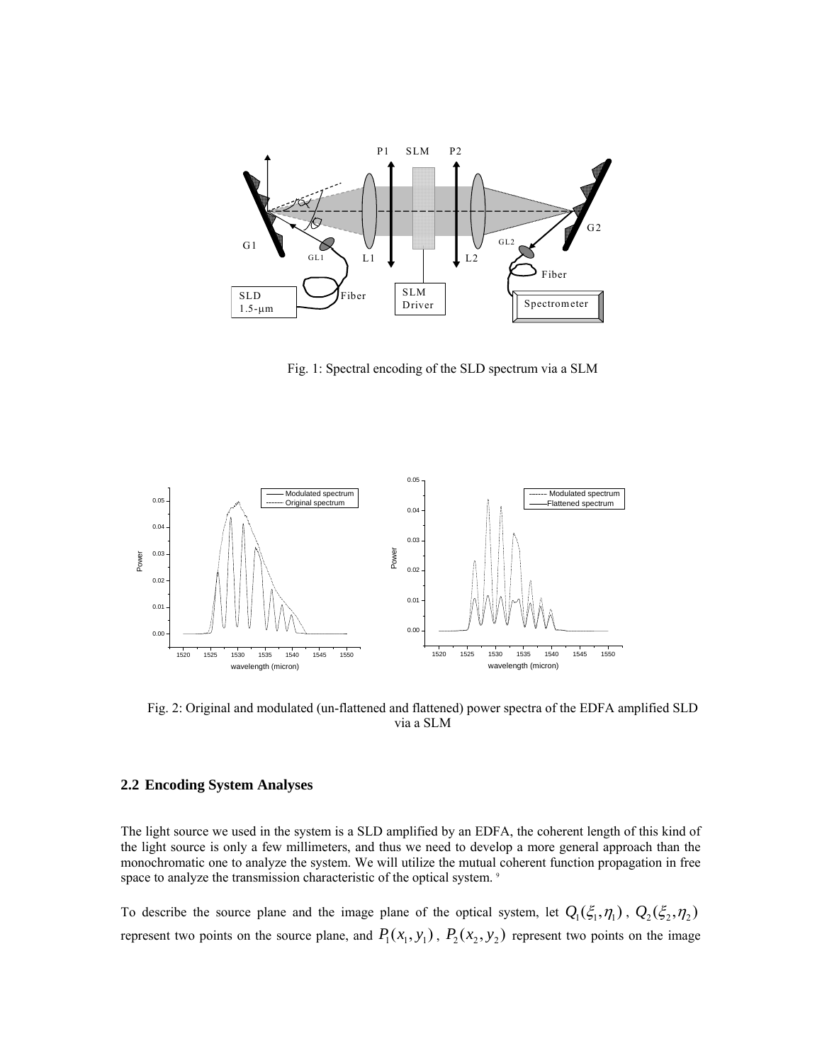P1 SLM P2

G1

GL1

L1

L2

G2

GL2

SLD
1.5-μm

Fiber

SLM
Driver

Fiber

Spectrometer

Fig. 1: Spectral encoding of the SLD spectrum via a SLM

Modulated spectrum
Original spectrum

Power

wavelength (micron)

0.00 0.01 0.02 0.03 0.04 0.05

1520 1525 1530 1535 1540 1545 1550

Modulated spectrum
Flattened spectrum

Power

wavelength (micron)

0.00 0.01 0.02 0.03 0.04 0.05

1520 1525 1530 1535 1540 1545 1550

Fig. 2: Original and modulated (un-flattened and flattened) power spectra of the EDFA amplified SLD via a SLM

### 2.2 Encoding System Analyses

The light source we used in the system is a SLD amplified by an EDFA, the coherent length of this kind of the light source is only a few millimeters, and thus we need to develop a more general approach than the monochromatic one to analyze the system. We will utilize the mutual coherent function propagation in free space to analyze the transmission characteristic of the optical system. [9]

To describe the source plane and the image plane of the optical system, let $Q_1(\xi_1, \eta_1)$, $Q_2(\xi_2, \eta_2)$ represent two points on the source plane, and $P_1(x_1, y_1)$, $P_2(x_2, y_2)$ represent two points on the image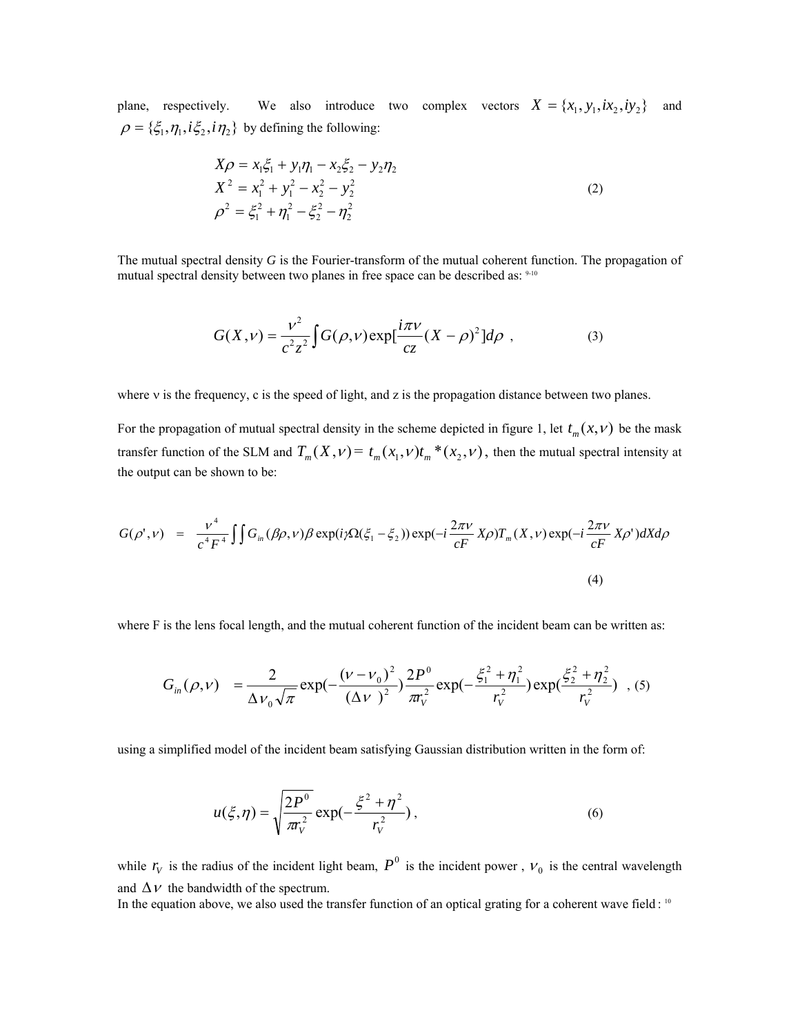plane, respectively. We also introduce two complex vectors $X = \{x_1, y_1, ix_2, iy_2\}$ and $\rho = \{\xi_1, \eta_1, i\xi_2, i\eta_2\}$ by defining the following:

$$
\begin{aligned}
X\rho &= x_1\xi_1 + y_1\eta_1 - x_2\xi_2 - y_2\eta_2 \\
X^2 &= x_1^2 + y_1^2 - x_2^2 - y_2^2 \\
\rho^2 &= \xi_1^2 + \eta_1^2 - \xi_2^2 - \eta_2^2
\end{aligned}
\tag{2}
$$

The mutual spectral density *G* is the Fourier-transform of the mutual coherent function. The propagation of mutual spectral density between two planes in free space can be described as: [9-10]

$$
G(X,\nu) = \frac{\nu^2}{c^2 z^2} \int G(\rho,\nu) \exp[\frac{i\pi\nu}{cz}(X-\rho)^2] d\rho \ , \tag{3}
$$

where ν is the frequency, c is the speed of light, and z is the propagation distance between two planes.

For the propagation of mutual spectral density in the scheme depicted in figure 1, let $t_m(x,\nu)$ be the mask transfer function of the SLM and $T_m(X,\nu) = t_m(x_1,\nu)t_m{}^*(x_2,\nu)$, then the mutual spectral intensity at the output can be shown to be:

$$
G(\rho',\nu) \quad = \quad \frac{\nu^4}{c^4 F^4} \iint G_{in}(\beta\rho,\nu)\beta \exp(i\gamma\Omega(\xi_1 - \xi_2)) \exp(-i\frac{2\pi\nu}{cF} X\rho) T_m(X,\nu) \exp(-i\frac{2\pi\nu}{cF} X\rho') dX d\rho
$$

$$
\tag{4}
$$

where F is the lens focal length, and the mutual coherent function of the incident beam can be written as:

$$
G_{in}(\rho,\nu) \quad = \frac{2}{\Delta\nu_0\sqrt{\pi}} \exp(-\frac{(\nu-\nu_0)^2}{(\Delta\nu\ )^2}) \frac{2P^0}{\pi r_V^2} \exp(-\frac{\xi_1^2+\eta_1^2}{r_V^2}) \exp(\frac{\xi_2^2+\eta_2^2}{r_V^2}) \ , \tag{5}
$$

using a simplified model of the incident beam satisfying Gaussian distribution written in the form of:

$$
u(\xi,\eta) = \sqrt{\frac{2P^0}{\pi r_V^2}} \exp(-\frac{\xi^2+\eta^2}{r_V^2}) \ , \tag{6}
$$

while $r_V$ is the radius of the incident light beam, $P^0$ is the incident power , $\nu_0$ is the central wavelength and $\Delta\nu$ the bandwidth of the spectrum.

In the equation above, we also used the transfer function of an optical grating for a coherent wave field : [10]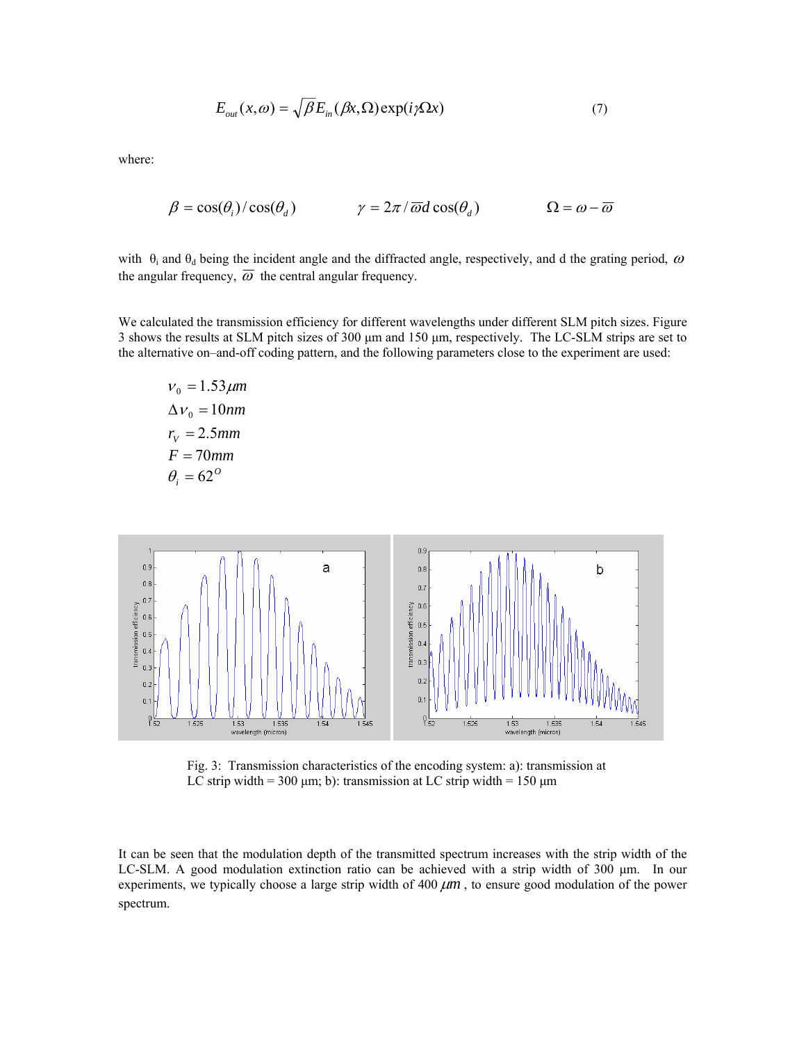$$E_{out}(x,\omega) = \sqrt{\beta} E_{in}(\beta x, \Omega) \exp(i\gamma\Omega x) \tag{7}$$

where:

$$\beta = \cos(\theta_i)/\cos(\theta_d) \qquad \gamma = 2\pi / \overline{\omega} d \cos(\theta_d) \qquad \Omega = \omega - \overline{\omega}$$

with $\theta_i$ and $\theta_d$ being the incident angle and the diffracted angle, respectively, and d the grating period, $\omega$ the angular frequency, $\overline{\omega}$ the central angular frequency.

We calculated the transmission efficiency for different wavelengths under different SLM pitch sizes. Figure 3 shows the results at SLM pitch sizes of 300 μm and 150 μm, respectively. The LC-SLM strips are set to the alternative on–and-off coding pattern, and the following parameters close to the experiment are used:

$$\nu_0 = 1.53\mu m$$
$$\Delta\nu_0 = 10nm$$
$$r_V = 2.5mm$$
$$F = 70mm$$
$$\theta_i = 62^O$$

a

transmission efficiency

wavelength (micron)

1.52 1.525 1.53 1.535 1.54 1.545

b

transmission efficiency

wavelength (micron)

1.52 1.525 1.53 1.535 1.54 1.545

Fig. 3: Transmission characteristics of the encoding system: a): transmission at LC strip width = 300 μm; b): transmission at LC strip width = 150 μm

It can be seen that the modulation depth of the transmitted spectrum increases with the strip width of the LC-SLM. A good modulation extinction ratio can be achieved with a strip width of 300 μm. In our experiments, we typically choose a large strip width of 400 $\mu m$, to ensure good modulation of the power spectrum.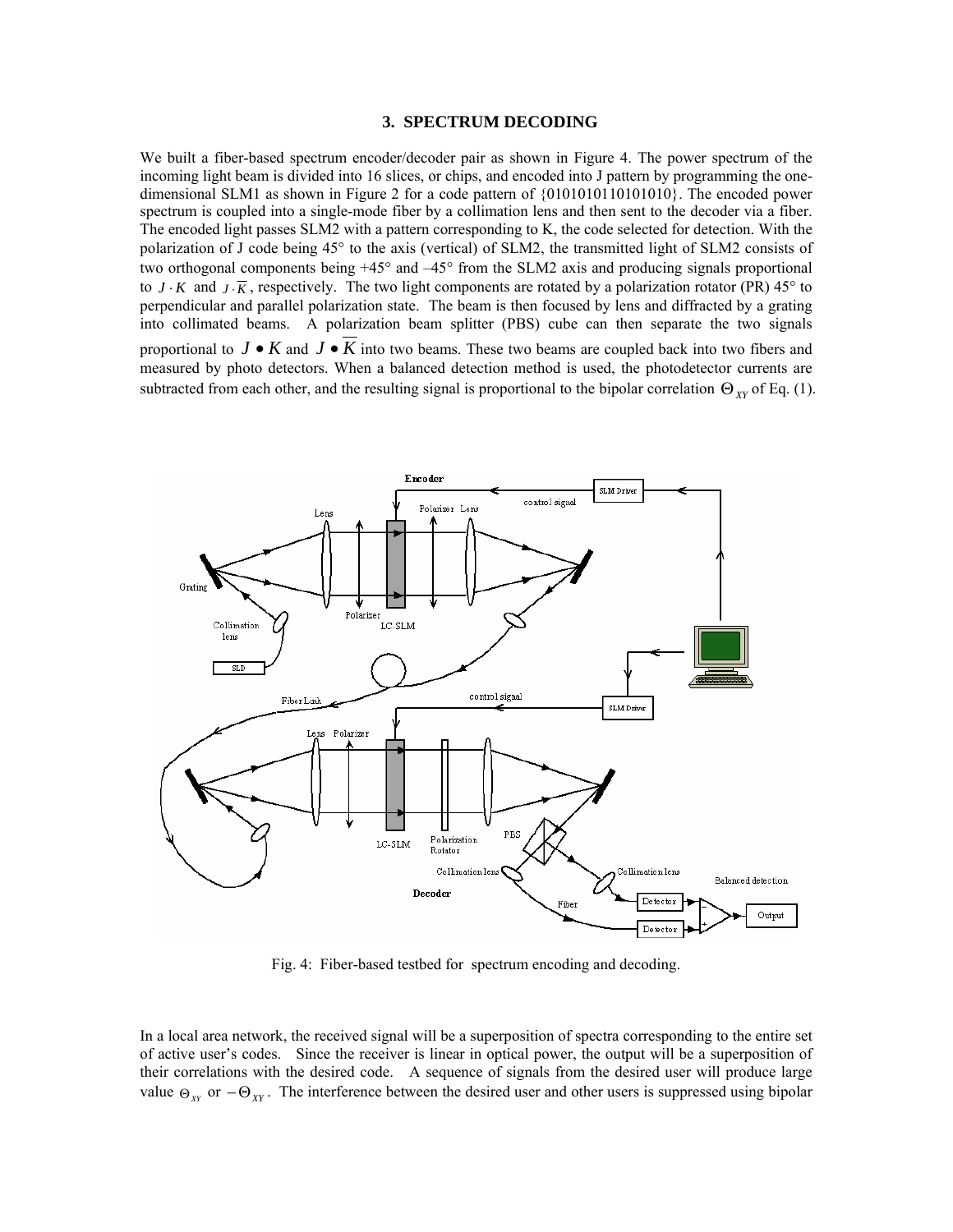## 3. SPECTRUM DECODING

We built a fiber-based spectrum encoder/decoder pair as shown in Figure 4. The power spectrum of the incoming light beam is divided into 16 slices, or chips, and encoded into J pattern by programming the one-dimensional SLM1 as shown in Figure 2 for a code pattern of {0101010110101010}. The encoded power spectrum is coupled into a single-mode fiber by a collimation lens and then sent to the decoder via a fiber. The encoded light passes SLM2 with a pattern corresponding to K, the code selected for detection. With the polarization of J code being 45° to the axis (vertical) of SLM2, the transmitted light of SLM2 consists of two orthogonal components being +45° and –45° from the SLM2 axis and producing signals proportional to $J \cdot K$ and $J \cdot \overline{K}$, respectively. The two light components are rotated by a polarization rotator (PR) 45° to perpendicular and parallel polarization state. The beam is then focused by lens and diffracted by a grating into collimated beams. A polarization beam splitter (PBS) cube can then separate the two signals proportional to $J \bullet K$ and $J \bullet \overline{K}$ into two beams. These two beams are coupled back into two fibers and measured by photo detectors. When a balanced detection method is used, the photodetector currents are subtracted from each other, and the resulting signal is proportional to the bipolar correlation $\Theta_{XY}$ of Eq. (1).

Encoder
SLM Driver
control signal
Lens
Polarizer Lens
Grating
Collimation lens
Polarizer
LC-SLM
SLD
Fiber Link
control signal
SLM Driver
Lens Polarizer
LC-SLM
Polarization Rotator
PBS
Collimation lens
Collimation lens
Balanced detection
Decoder
Fiber
Detector
Detector
Output

Fig. 4: Fiber-based testbed for spectrum encoding and decoding.

In a local area network, the received signal will be a superposition of spectra corresponding to the entire set of active user's codes. Since the receiver is linear in optical power, the output will be a superposition of their correlations with the desired code. A sequence of signals from the desired user will produce large value $\Theta_{XY}$ or $-\Theta_{XY}$. The interference between the desired user and other users is suppressed using bipolar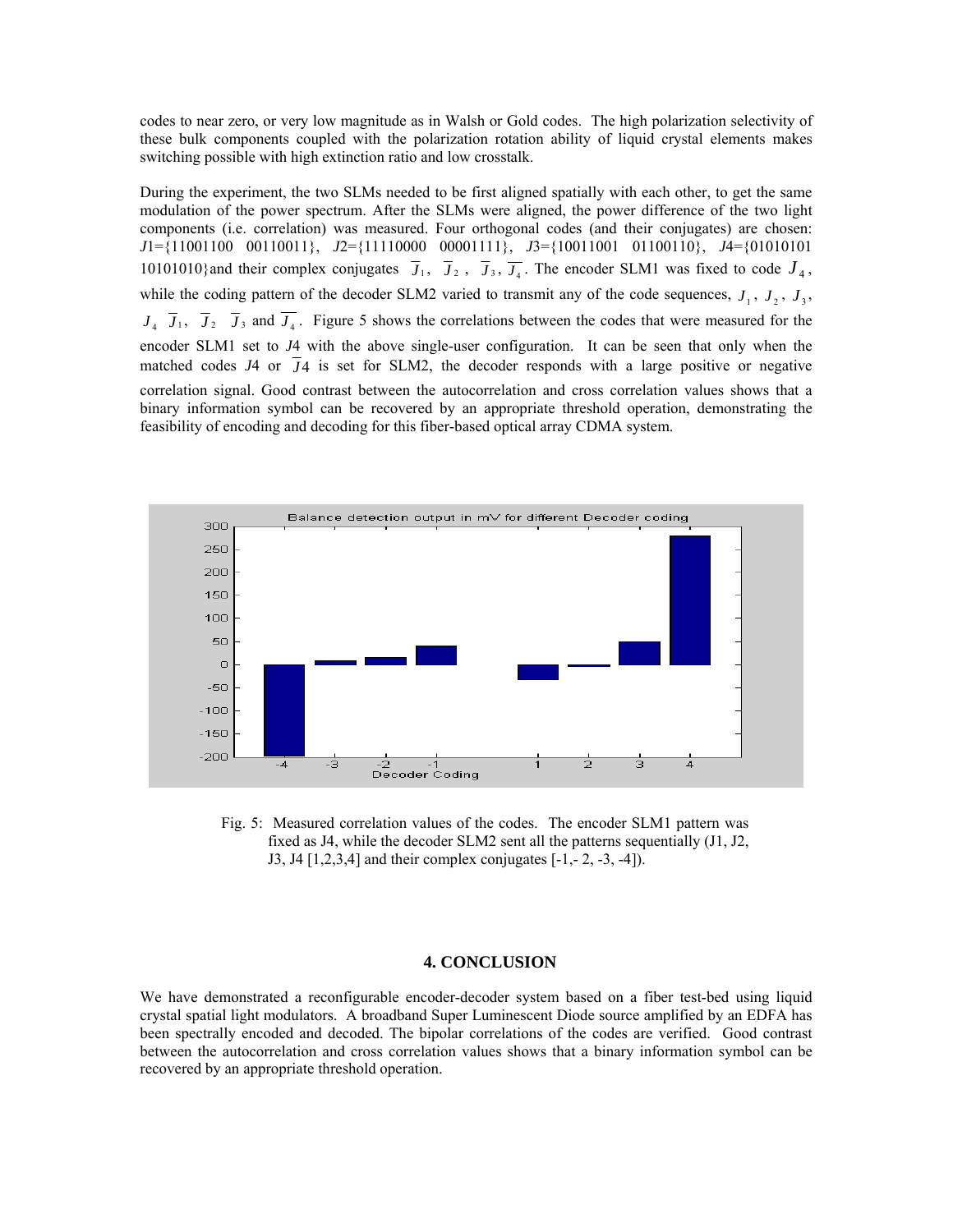codes to near zero, or very low magnitude as in Walsh or Gold codes. The high polarization selectivity of these bulk components coupled with the polarization rotation ability of liquid crystal elements makes switching possible with high extinction ratio and low crosstalk.

During the experiment, the two SLMs needed to be first aligned spatially with each other, to get the same modulation of the power spectrum. After the SLMs were aligned, the power difference of the two light components (i.e. correlation) was measured. Four orthogonal codes (and their conjugates) are chosen: *J*1={11001100 00110011}, *J*2={11110000 00001111}, *J*3={10011001 01100110}, *J*4={01010101 10101010}and their complex conjugates $\overline{J}_1$, $\overline{J}_2$, $\overline{J}_3$, $\overline{J_4}$. The encoder SLM1 was fixed to code $J_4$, while the coding pattern of the decoder SLM2 varied to transmit any of the code sequences, $J_1$, $J_2$, $J_3$, $J_4$ $\overline{J}_1$, $\overline{J}_2$ $\overline{J}_3$ and $\overline{J_4}$. Figure 5 shows the correlations between the codes that were measured for the encoder SLM1 set to *J*4 with the above single-user configuration. It can be seen that only when the matched codes *J*4 or $\overline{J}4$ is set for SLM2, the decoder responds with a large positive or negative correlation signal. Good contrast between the autocorrelation and cross correlation values shows that a binary information symbol can be recovered by an appropriate threshold operation, demonstrating the feasibility of encoding and decoding for this fiber-based optical array CDMA system.

Balance detection output in mV for different Decoder coding

300
250
200
150
100
50
0
-50
-100
-150
-200

-4 -3 -2 -1 1 2 3 4

Decoder Coding

Fig. 5: Measured correlation values of the codes. The encoder SLM1 pattern was fixed as J4, while the decoder SLM2 sent all the patterns sequentially (J1, J2, J3, J4 [1,2,3,4] and their complex conjugates [-1,- 2, -3, -4]).

## 4. CONCLUSION

We have demonstrated a reconfigurable encoder-decoder system based on a fiber test-bed using liquid crystal spatial light modulators. A broadband Super Luminescent Diode source amplified by an EDFA has been spectrally encoded and decoded. The bipolar correlations of the codes are verified. Good contrast between the autocorrelation and cross correlation values shows that a binary information symbol can be recovered by an appropriate threshold operation.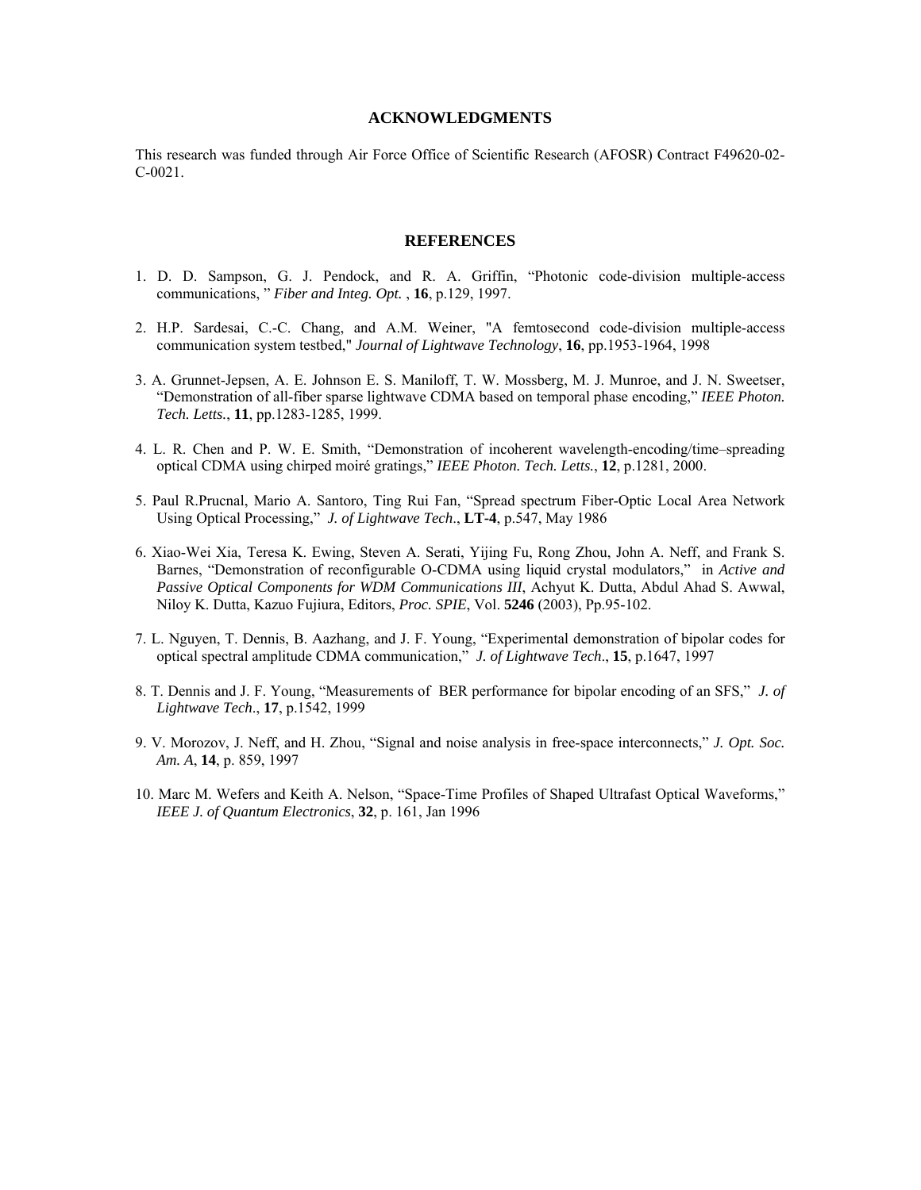## ACKNOWLEDGMENTS

This research was funded through Air Force Office of Scientific Research (AFOSR) Contract F49620-02-C-0021.

## REFERENCES

1. D. D. Sampson, G. J. Pendock, and R. A. Griffin, "Photonic code-division multiple-access communications, " *Fiber and Integ. Opt.* , **16**, p.129, 1997.

2. H.P. Sardesai, C.-C. Chang, and A.M. Weiner, "A femtosecond code-division multiple-access communication system testbed," *Journal of Lightwave Technology*, **16**, pp.1953-1964, 1998

3. A. Grunnet-Jepsen, A. E. Johnson E. S. Maniloff, T. W. Mossberg, M. J. Munroe, and J. N. Sweetser, "Demonstration of all-fiber sparse lightwave CDMA based on temporal phase encoding," *IEEE Photon. Tech. Letts.*, **11**, pp.1283-1285, 1999.

4. L. R. Chen and P. W. E. Smith, "Demonstration of incoherent wavelength-encoding/time–spreading optical CDMA using chirped moiré gratings," *IEEE Photon. Tech. Letts.*, **12**, p.1281, 2000.

5. Paul R.Prucnal, Mario A. Santoro, Ting Rui Fan, "Spread spectrum Fiber-Optic Local Area Network Using Optical Processing," *J. of Lightwave Tech*., **LT-4**, p.547, May 1986

6. Xiao-Wei Xia, Teresa K. Ewing, Steven A. Serati, Yijing Fu, Rong Zhou, John A. Neff, and Frank S. Barnes, "Demonstration of reconfigurable O-CDMA using liquid crystal modulators," in *Active and Passive Optical Components for WDM Communications III*, Achyut K. Dutta, Abdul Ahad S. Awwal, Niloy K. Dutta, Kazuo Fujiura, Editors, *Proc. SPIE*, Vol. **5246** (2003), Pp.95-102.

7. L. Nguyen, T. Dennis, B. Aazhang, and J. F. Young, "Experimental demonstration of bipolar codes for optical spectral amplitude CDMA communication," *J. of Lightwave Tech*., **15**, p.1647, 1997

8. T. Dennis and J. F. Young, "Measurements of BER performance for bipolar encoding of an SFS," *J. of Lightwave Tech*., **17**, p.1542, 1999

9. V. Morozov, J. Neff, and H. Zhou, "Signal and noise analysis in free-space interconnects," *J. Opt. Soc. Am. A*, **14**, p. 859, 1997

10. Marc M. Wefers and Keith A. Nelson, "Space-Time Profiles of Shaped Ultrafast Optical Waveforms," *IEEE J. of Quantum Electronics*, **32**, p. 161, Jan 1996